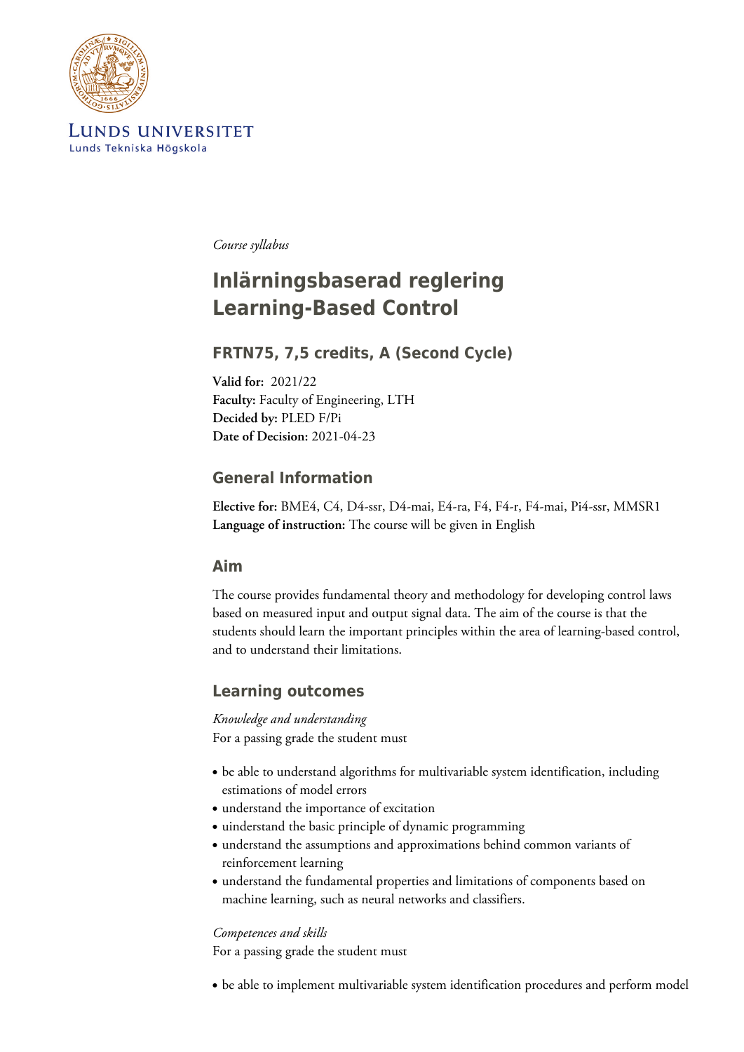LUNDS UNIVERSITET
Lunds Tekniska Högskola

*Course syllabus*

# Inlärningsbaserad reglering
# Learning-Based Control

## FRTN75, 7,5 credits, A (Second Cycle)

**Valid for:** 2021/22
**Faculty:** Faculty of Engineering, LTH
**Decided by:** PLED F/Pi
**Date of Decision:** 2021-04-23

## General Information

**Elective for:** BME4, C4, D4-ssr, D4-mai, E4-ra, F4, F4-r, F4-mai, Pi4-ssr, MMSR1
**Language of instruction:** The course will be given in English

## Aim

The course provides fundamental theory and methodology for developing control laws based on measured input and output signal data. The aim of the course is that the students should learn the important principles within the area of learning-based control, and to understand their limitations.

## Learning outcomes

*Knowledge and understanding*
For a passing grade the student must

- be able to understand algorithms for multivariable system identification, including estimations of model errors
- understand the importance of excitation
- uinderstand the basic principle of dynamic programming
- understand the assumptions and approximations behind common variants of reinforcement learning
- understand the fundamental properties and limitations of components based on machine learning, such as neural networks and classifiers.

*Competences and skills*
For a passing grade the student must

- be able to implement multivariable system identification procedures and perform model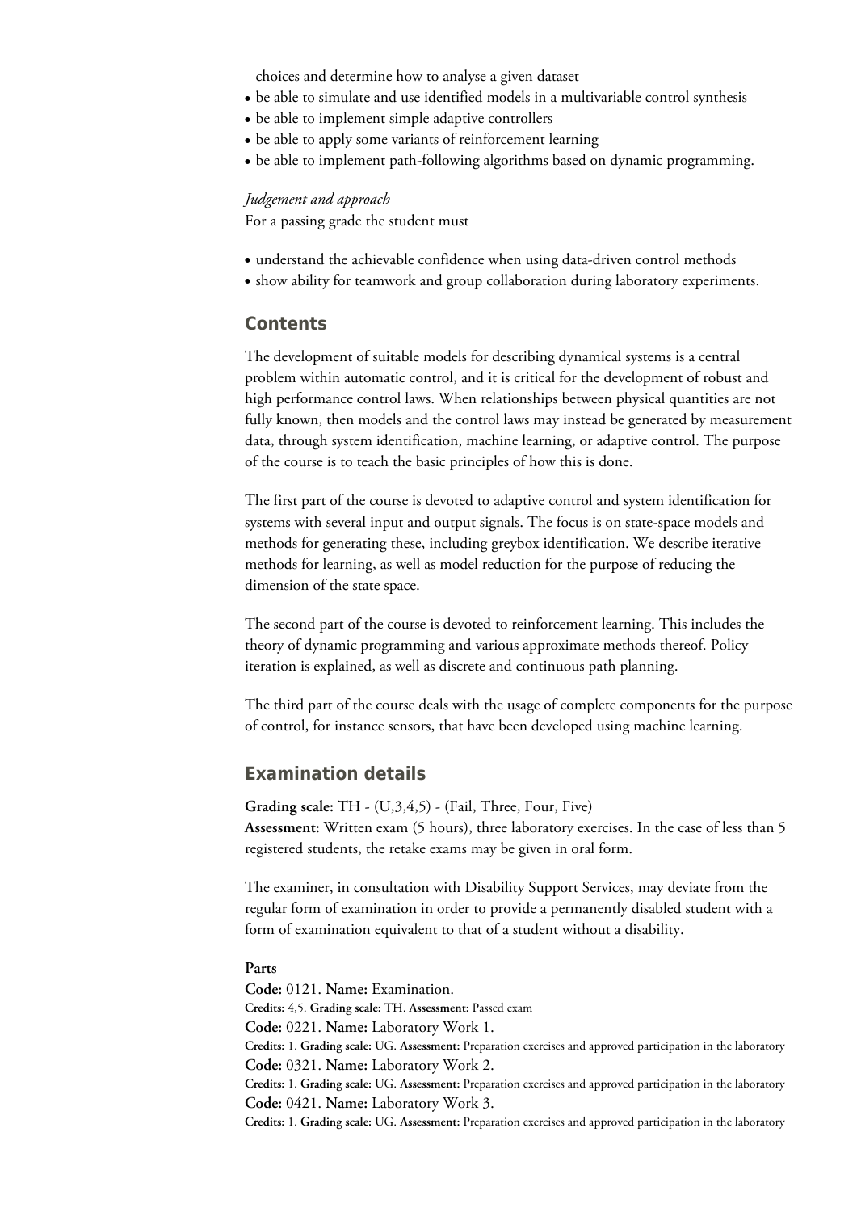choices and determine how to analyse a given dataset

- be able to simulate and use identified models in a multivariable control synthesis
- be able to implement simple adaptive controllers
- be able to apply some variants of reinforcement learning
- be able to implement path-following algorithms based on dynamic programming.

*Judgement and approach*
For a passing grade the student must

- understand the achievable confidence when using data-driven control methods
- show ability for teamwork and group collaboration during laboratory experiments.

## Contents

The development of suitable models for describing dynamical systems is a central problem within automatic control, and it is critical for the development of robust and high performance control laws. When relationships between physical quantities are not fully known, then models and the control laws may instead be generated by measurement data, through system identification, machine learning, or adaptive control. The purpose of the course is to teach the basic principles of how this is done.

The first part of the course is devoted to adaptive control and system identification for systems with several input and output signals. The focus is on state-space models and methods for generating these, including greybox identification. We describe iterative methods for learning, as well as model reduction for the purpose of reducing the dimension of the state space.

The second part of the course is devoted to reinforcement learning. This includes the theory of dynamic programming and various approximate methods thereof. Policy iteration is explained, as well as discrete and continuous path planning.

The third part of the course deals with the usage of complete components for the purpose of control, for instance sensors, that have been developed using machine learning.

## Examination details

**Grading scale:** TH - (U,3,4,5) - (Fail, Three, Four, Five)
**Assessment:** Written exam (5 hours), three laboratory exercises. In the case of less than 5 registered students, the retake exams may be given in oral form.

The examiner, in consultation with Disability Support Services, may deviate from the regular form of examination in order to provide a permanently disabled student with a form of examination equivalent to that of a student without a disability.

**Parts**
**Code:** 0121. **Name:** Examination.
**Credits:** 4,5. **Grading scale:** TH. **Assessment:** Passed exam
**Code:** 0221. **Name:** Laboratory Work 1.
**Credits:** 1. **Grading scale:** UG. **Assessment:** Preparation exercises and approved participation in the laboratory
**Code:** 0321. **Name:** Laboratory Work 2.
**Credits:** 1. **Grading scale:** UG. **Assessment:** Preparation exercises and approved participation in the laboratory
**Code:** 0421. **Name:** Laboratory Work 3.
**Credits:** 1. **Grading scale:** UG. **Assessment:** Preparation exercises and approved participation in the laboratory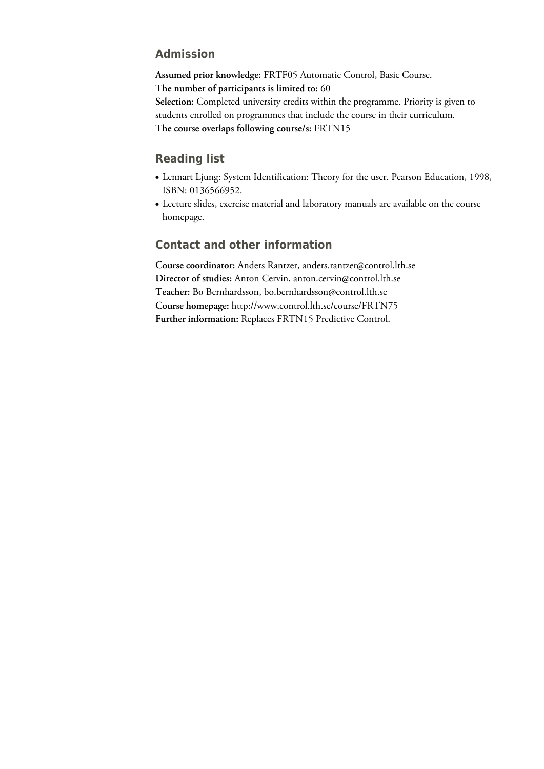## Admission

**Assumed prior knowledge:** FRTF05 Automatic Control, Basic Course.
**The number of participants is limited to:** 60
**Selection:** Completed university credits within the programme. Priority is given to students enrolled on programmes that include the course in their curriculum.
**The course overlaps following course/s:** FRTN15

## Reading list

- Lennart Ljung: System Identification: Theory for the user. Pearson Education, 1998, ISBN: 0136566952.
- Lecture slides, exercise material and laboratory manuals are available on the course homepage.

## Contact and other information

**Course coordinator:** Anders Rantzer, anders.rantzer@control.lth.se
**Director of studies:** Anton Cervin, anton.cervin@control.lth.se
**Teacher:** Bo Bernhardsson, bo.bernhardsson@control.lth.se
**Course homepage:** http://www.control.lth.se/course/FRTN75
**Further information:** Replaces FRTN15 Predictive Control.